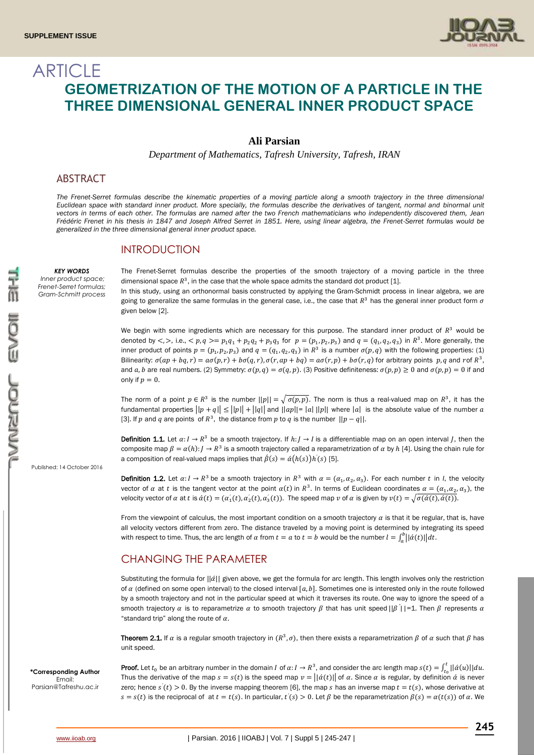# ARTICLE

# GEOMETRIZATION OF THE MOTION OF A PARTICLE IN THE THREE DIMENSIONAL GENERAL INNER PRODUCT SPACE

**Ali Parsian**

*Department of Mathematics, Tafresh University, Tafresh, IRAN*

## ABSTRACT

*The Frenet-Serret formulas describe the kinematic properties of a moving particle along a smooth trajectory in the three dimensional Euclidean space with standard inner product. More specially, the formulas describe the derivatives of tangent, normal and binormal unit vectors in terms of each other. The formulas are named after the two French mathematicians who independently discovered them, Jean Frédéric Frenet in his thesis in 1847 and Joseph Alfred Serret in 1851. Here, using linear algebra, the Frenet-Serret formulas would be generalized in the three dimensional general inner product space.*

***KEY WORDS***
*Inner product space; Frenet-Serret formulas; Gram-Schmitt process*

Published: 14 October 2016

**\*Corresponding Author**
Email:
Parsian@Tafreshu.ac.ir

## INTRODUCTION

The Frenet-Serret formulas describe the properties of the smooth trajectory of a moving particle in the three dimensional space $R^3$, in the case that the whole space admits the standard dot product [1].
In this study, using an orthonormal basis constructed by applying the Gram-Schmidt process in linear algebra, we are going to generalize the same formulas in the general case, i.e., the case that $R^3$ has the general inner product form $\sigma$ given below [2].

We begin with some ingredients which are necessary for this purpose. The standard inner product of $R^3$ would be denoted by $<,>$, i.e., $< p,q >= p_1q_1 + p_2q_2 + p_3q_3$ for $p = (p_1, p_2, p_3)$ and $q = (q_1, q_2, q_3)$ in $R^3$. More generally, the inner product of points $p = (p_1, p_2, p_3)$ and $q = (q_1, q_2, q_3)$ in $R^3$ is a number $\sigma(p, q)$ with the following properties: (1) Bilinearity: $\sigma(ap + bq, r) = a\sigma(p,r) + b\sigma(q,r), \sigma(r, ap + bq) = a\sigma(r,p) + b\sigma(r,q)$ for arbitrary points $p, q$ and $r$ of $R^3$, and $a, b$ are real numbers. (2) Symmetry: $\sigma(p, q) = \sigma(q, p)$. (3) Positive definiteness: $\sigma(p,p) \geq 0$ and $\sigma(p,p) = 0$ if and only if $p = 0$.

The norm of a point $p \in R^3$ is the number $||p|| = \sqrt{\sigma(p,p)}$. The norm is thus a real-valued map on $R^3$, it has the fundamental properties $||p + q|| \leq ||p|| + ||q||$ and $||ap||= |a|\ ||p||$ where $|a|$ is the absolute value of the number $a$ [3]. If $p$ and $q$ are points of $R^3$, the distance from $p$ to $q$ is the number $||p - q||$.

**Definition 1.1.** Let $\alpha: I \to R^3$ be a smooth trajectory. If $h: J \to I$ is a differentiable map on an open interval $J$, then the composite map $\beta = \alpha(h): J \to R^3$ is a smooth trajectory called a reparametrization of $\alpha$ by $h$ [4]. Using the chain rule for a composition of real-valued maps implies that $\acute{\beta}(s) = \acute{\alpha}(h(s))h^{'}(s)$ [5].

**Definition 1.2.** Let $\alpha: I \to R^3$ be a smooth trajectory in $R^3$ with $\alpha = (\alpha_1, \alpha_2, \alpha_3)$. For each number $t$ in $I$, the velocity vector of $\alpha$ at $t$ is the tangent vector at the point $\alpha(t)$ in $R^3$. In terms of Euclidean coordinates $\alpha = (\alpha_1, \alpha_2, \alpha_3)$, the velocity vector of $\alpha$ at $t$ is $\acute{\alpha}(t) = (\alpha_1^{'}(t), \alpha_2^{'}(t), \alpha_3^{'}(t))$. The speed map $v$ of $\alpha$ is given by $v(t) = \sqrt{\sigma(\acute{\alpha}(t), \acute{\alpha}(t))}$.

From the viewpoint of calculus, the most important condition on a smooth trajectory $\alpha$ is that it be regular, that is, have all velocity vectors different from zero. The distance traveled by a moving point is determined by integrating its speed with respect to time. Thus, the arc length of $\alpha$ from $t = a$ to $t = b$ would be the number $l = \int_a^b ||\acute{\alpha}(t)||dt$.

## CHANGING THE PARAMETER

Substituting the formula for $||\acute{\alpha}||$ given above, we get the formula for arc length. This length involves only the restriction of $\alpha$ (defined on some open interval) to the closed interval $[a, b]$. Sometimes one is interested only in the route followed by a smooth trajectory and not in the particular speed at which it traverses its route. One way to ignore the speed of a smooth trajectory $\alpha$ is to reparametrize $\alpha$ to smooth trajectory $\beta$ that has unit speed $||\beta^{'}||$=1. Then $\beta$ represents $\alpha$ "standard trip" along the route of $\alpha$.

**Theorem 2.1.** If $\alpha$ is a regular smooth trajectory in $(R^3, \sigma)$, then there exists a reparametrization $\beta$ of $\alpha$ such that $\beta$ has unit speed.

**Proof.** Let $t_0$ be an arbitrary number in the domain $I$ of $\alpha: I \to R^3$, and consider the arc length map $s(t) = \int_{t_0}^t ||\acute{\alpha}(u)||du$. Thus the derivative of the map $s = s(t)$ is the speed map $v = ||\acute{\alpha}(t)||$ of $\alpha$. Since $\alpha$ is regular, by definition $\acute{\alpha}$ is never zero; hence $s(t) > 0$. By the inverse mapping theorem [6], the map $s$ has an inverse map $t = t(s)$, whose derivative at $s = s(t)$ is the reciprocal of at $t = t(s)$. In particular, $t^{'}(s) > 0$. Let $\beta$ be the reparametrization $\beta(s) = \alpha(t(s))$ of $\alpha$. We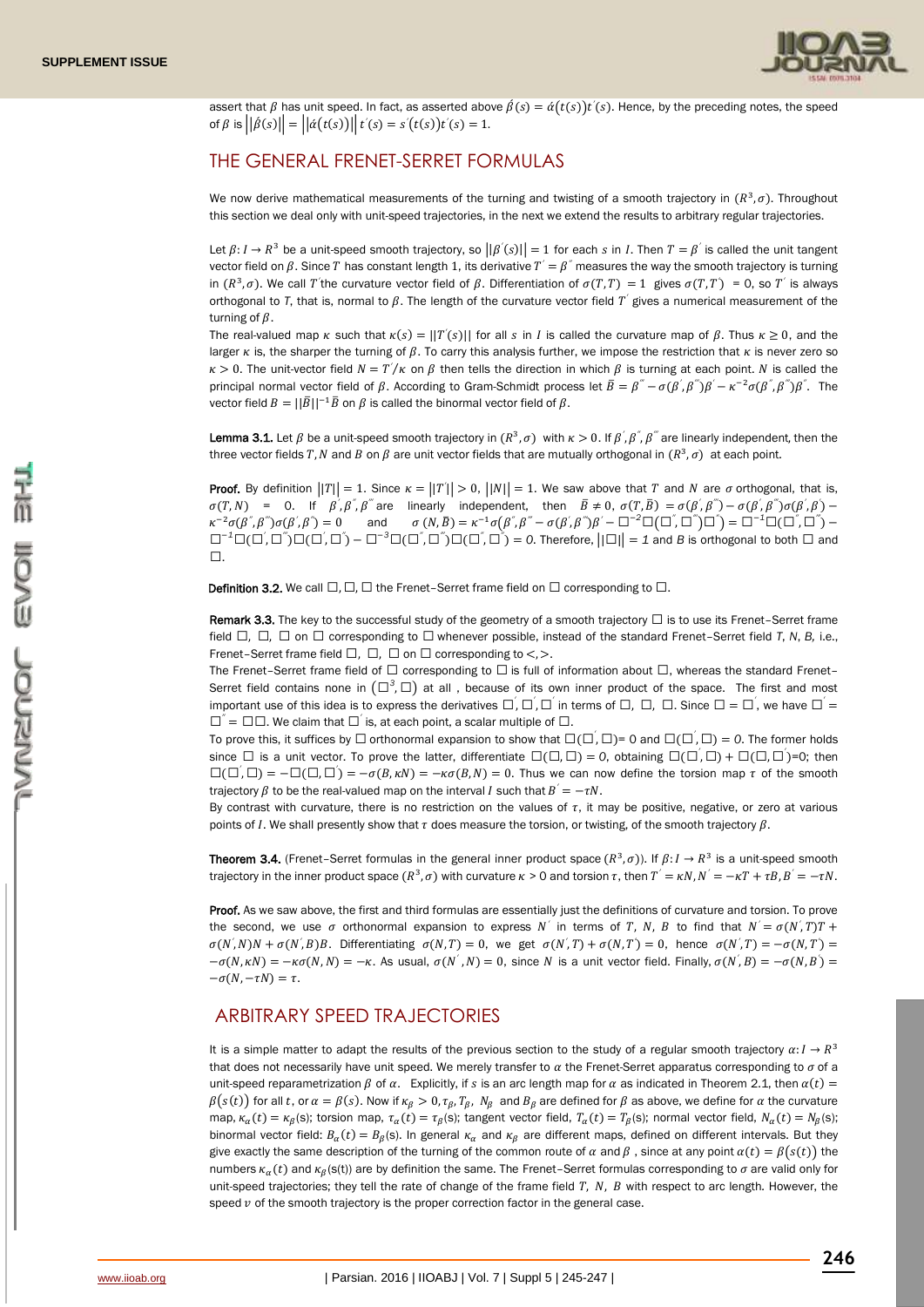assert that $\beta$ has unit speed. In fact, as asserted above $\acute{\beta}(s) = \acute{\alpha}(t(s))t^{'}(s)$. Hence, by the preceding notes, the speed of $\beta$ is $\left\|\acute{\beta}(s)\right\| = \left\|\acute{\alpha}(t(s))\right\| t^{'}(s) = s^{'}(t(s))t^{'}(s) = 1$.

## THE GENERAL FRENET-SERRET FORMULAS

We now derive mathematical measurements of the turning and twisting of a smooth trajectory in $(R^3, \sigma)$. Throughout this section we deal only with unit-speed trajectories, in the next we extend the results to arbitrary regular trajectories.

Let $\beta: I \rightarrow R^3$ be a unit-speed smooth trajectory, so $\|\beta^{'}(s)\| = 1$ for each $s$ in $I$. Then $T = \beta^{'}$ is called the unit tangent vector field on $\beta$. Since $T$ has constant length 1, its derivative $T^{'} = \beta^{''}$ measures the way the smooth trajectory is turning in $(R^3, \sigma)$. We call $T^{'}$the curvature vector field of $\beta$. Differentiation of $\sigma(T,T) = 1$ gives $\sigma(T,T^{'}) = 0$, so $T^{'}$ is always orthogonal to $T$, that is, normal to $\beta$. The length of the curvature vector field $T^{'}$ gives a numerical measurement of the turning of $\beta$.

The real-valued map $\kappa$ such that $\kappa(s) = \|T^{'}(s)\|$ for all $s$ in $I$ is called the curvature map of $\beta$. Thus $\kappa \geq 0$, and the larger $\kappa$ is, the sharper the turning of $\beta$. To carry this analysis further, we impose the restriction that $\kappa$ is never zero so $\kappa > 0$. The unit-vector field $N = T^{'}/\kappa$ on $\beta$ then tells the direction in which $\beta$ is turning at each point. $N$ is called the principal normal vector field of $\beta$. According to Gram-Schmidt process let $\bar{B} = \beta^{'''} - \sigma(\beta^{'},\beta^{'''})\beta^{'} - \kappa^{-2}\sigma(\beta^{''},\beta^{'''})\beta^{''}$. The vector field $B = \|\bar{B}\|^{-1}\bar{B}$ on $\beta$ is called the binormal vector field of $\beta$.

**Lemma 3.1.** Let $\beta$ be a unit-speed smooth trajectory in $(R^3, \sigma)$ with $\kappa > 0$. If $\beta^{'}, \beta^{''}, \beta^{'''}$ are linearly independent, then the three vector fields $T, N$ and $B$ on $\beta$ are unit vector fields that are mutually orthogonal in $(R^3, \sigma)$ at each point.

**Proof.** By definition $\|T\| = 1$. Since $\kappa = \|T^{'}\| > 0$, $\|N\| = 1$. We saw above that $T$ and $N$ are $\sigma$ orthogonal, that is, $\sigma(T,N) = 0$. If $\beta^{'}, \beta^{''}, \beta^{'''}$ are linearly independent, then $\bar{B} \neq 0$, $\sigma(T,\bar{B}) = \sigma(\beta^{'},\beta^{'''}) - \sigma(\beta^{'},\beta^{'''})\sigma(\beta^{'},\beta^{'}) - \kappa^{-2}\sigma(\beta^{''},\beta^{'''})\sigma(\beta^{'},\beta^{''}) = 0$ and $\sigma(N,\bar{B}) = \kappa^{-1}\sigma(\beta^{''},\beta^{'''} - \sigma(\beta^{'},\beta^{'''})\beta^{'} - \square^{-2}\square(\square^{''},\square^{'''})\square^{''}) = \square^{-1}\square(\square^{''},\square^{'''}) - \square^{-1}\square(\square^{'},\square^{'''})\square(\square^{'},\square^{''}) - \square^{-3}\square(\square^{''},\square^{'''})\square(\square^{''},\square^{''}) = 0$. Therefore, $\|\square\| = 1$ and $B$ is orthogonal to both $\square$ and $\square$.

**Definition 3.2.** We call $\square, \square, \square$ the Frenet–Serret frame field on $\square$ corresponding to $\square$.

**Remark 3.3.** The key to the successful study of the geometry of a smooth trajectory $\square$ is to use its Frenet–Serret frame field $\square$, $\square$, $\square$ on $\square$ corresponding to $\square$ whenever possible, instead of the standard Frenet–Serret field $T$, $N$, $B$, i.e., Frenet–Serret frame field $\square$, $\square$, $\square$ on $\square$ corresponding to $<,>$.

The Frenet–Serret frame field of $\square$ corresponding to $\square$ is full of information about $\square$, whereas the standard Frenet–Serret field contains none in $(\square^3, \square)$ at all , because of its own inner product of the space. The first and most important use of this idea is to express the derivatives $\square^{'}, \square^{'}, \square^{'}$ in terms of $\square$, $\square$, $\square$. Since $\square = \square^{'}$, we have $\square^{'} = \square^{''} = \square\square$. We claim that $\square^{'}$ is, at each point, a scalar multiple of $\square$.

To prove this, it suffices by $\square$ orthonormal expansion to show that $\square(\square^{'},\square) = 0$ and $\square(\square^{'},\square) = 0$. The former holds since $\square$ is a unit vector. To prove the latter, differentiate $\square(\square,\square) = 0$, obtaining $\square(\square^{'},\square) + \square(\square,\square^{'}) = 0$; then $\square(\square^{'},\square) = -\square(\square,\square^{'}) = -\sigma(B,\kappa N) = -\kappa\sigma(B,N) = 0$. Thus we can now define the torsion map $\tau$ of the smooth trajectory $\beta$ to be the real-valued map on the interval $I$ such that $B^{'} = -\tau N$.

By contrast with curvature, there is no restriction on the values of $\tau$, it may be positive, negative, or zero at various points of $I$. We shall presently show that $\tau$ does measure the torsion, or twisting, of the smooth trajectory $\beta$.

**Theorem 3.4.** (Frenet–Serret formulas in the general inner product space $(R^3, \sigma)$). If $\beta: I \rightarrow R^3$ is a unit-speed smooth trajectory in the inner product space $(R^3, \sigma)$ with curvature $\kappa > 0$ and torsion $\tau$, then $T^{'} = \kappa N, N^{'} = -\kappa T + \tau B, B^{'} = -\tau N$.

**Proof.** As we saw above, the first and third formulas are essentially just the definitions of curvature and torsion. To prove the second, we use $\sigma$ orthonormal expansion to express $N^{'}$ in terms of $T$, $N$, $B$ to find that $N^{'} = \sigma(N^{'},T)T + \sigma(N^{'},N)N + \sigma(N^{'},B)B$. Differentiating $\sigma(N,T) = 0$, we get $\sigma(N^{'},T) + \sigma(N,T^{'}) = 0$, hence $\sigma(N^{'},T) = -\sigma(N,T^{'}) = -\sigma(N,\kappa N) = -\kappa\sigma(N,N) = -\kappa$. As usual, $\sigma(N^{'},N) = 0$, since $N$ is a unit vector field. Finally, $\sigma(N^{'},B) = -\sigma(N,B^{'}) = -\sigma(N,-\tau N) = \tau$.

## ARBITRARY SPEED TRAJECTORIES

It is a simple matter to adapt the results of the previous section to the study of a regular smooth trajectory $\alpha: I \rightarrow R^3$ that does not necessarily have unit speed. We merely transfer to $\alpha$ the Frenet-Serret apparatus corresponding to $\sigma$ of a unit-speed reparametrization $\beta$ of $\alpha$. Explicitly, if $s$ is an arc length map for $\alpha$ as indicated in Theorem 2.1, then $\alpha(t) = \beta(s(t))$ for all $t$, or $\alpha = \beta(s)$. Now if $\kappa_\beta > 0, \tau_\beta, T_\beta, N_\beta$ and $B_\beta$ are defined for $\beta$ as above, we define for $\alpha$ the curvature map, $\kappa_\alpha(t) = \kappa_\beta(s)$; torsion map, $\tau_\alpha(t) = \tau_\beta(s)$; tangent vector field, $T_\alpha(t) = T_\beta(s)$; normal vector field, $N_\alpha(t) = N_\beta(s)$; binormal vector field: $B_\alpha(t) = B_\beta(s)$. In general $\kappa_\alpha$ and $\kappa_\beta$ are different maps, defined on different intervals. But they give exactly the same description of the turning of the common route of $\alpha$ and $\beta$ , since at any point $\alpha(t) = \beta(s(t))$ the numbers $\kappa_\alpha(t)$ and $\kappa_\beta(s(t))$ are by definition the same. The Frenet–Serret formulas corresponding to $\sigma$ are valid only for unit-speed trajectories; they tell the rate of change of the frame field $T$, $N$, $B$ with respect to arc length. However, the speed $v$ of the smooth trajectory is the proper correction factor in the general case.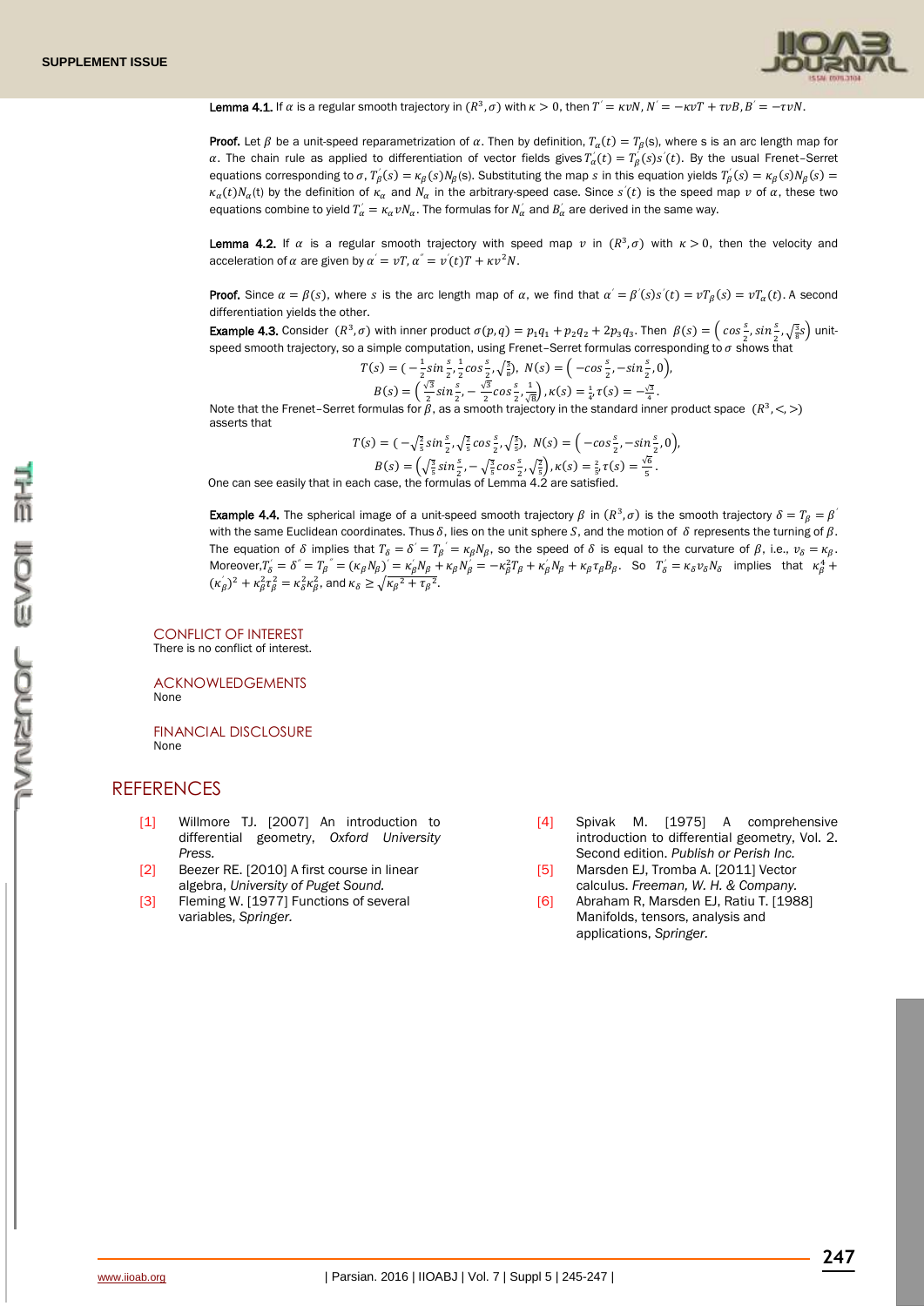**Lemma 4.1.** If $\alpha$ is a regular smooth trajectory in $(R^3,\sigma)$ with $\kappa > 0$, then $T^{'} = \kappa v N, N^{'} = -\kappa v T + \tau v B, B^{'} = -\tau v N$.

**Proof.** Let $\beta$ be a unit-speed reparametrization of $\alpha$. Then by definition, $T_\alpha(t) = T_\beta(s)$, where s is an arc length map for $\alpha$. The chain rule as applied to differentiation of vector fields gives $T_\alpha^{'}(t) = T_\beta^{'}(s)s^{'}(t)$. By the usual Frenet–Serret equations corresponding to $\sigma$, $T_\beta^{'}(s) = \kappa_\beta(s)N_\beta(s)$. Substituting the map $s$ in this equation yields $T_\beta^{'}(s) = \kappa_\beta(s)N_\beta(s) = \kappa_\alpha(t)N_\alpha(t)$ by the definition of $\kappa_\alpha$ and $N_\alpha$ in the arbitrary-speed case. Since $s^{'}(t)$ is the speed map $v$ of $\alpha$, these two equations combine to yield $T_\alpha^{'} = \kappa_\alpha v N_\alpha$. The formulas for $N_\alpha^{'}$ and $B_\alpha^{'}$ are derived in the same way.

**Lemma 4.2.** If $\alpha$ is a regular smooth trajectory with speed map $v$ in $(R^3,\sigma)$ with $\kappa > 0$, then the velocity and acceleration of $\alpha$ are given by $\alpha^{'} = vT, \alpha^{''} = v^{'}(t)T + \kappa v^2 N$.

**Proof.** Since $\alpha = \beta(s)$, where $s$ is the arc length map of $\alpha$, we find that $\alpha^{'} = \beta^{'}(s)s^{'}(t) = vT_\beta(s) = vT_\alpha(t)$. A second differentiation yields the other.

**Example 4.3.** Consider $(R^3,\sigma)$ with inner product $\sigma(p,q) = p_1q_1 + p_2q_2 + 2p_3q_3$. Then $\beta(s) = \left(\cos\frac{s}{2}, \sin\frac{s}{2}, \sqrt{\frac{3}{8}}s\right)$ unit-speed smooth trajectory, so a simple computation, using Frenet–Serret formulas corresponding to $\sigma$ shows that

$$T(s) = \left(-\frac{1}{2}\sin\frac{s}{2}, \frac{1}{2}\cos\frac{s}{2}, \sqrt{\frac{3}{8}}\right),\ N(s) = \left(-\cos\frac{s}{2}, -\sin\frac{s}{2}, 0\right),$$

$$B(s) = \left(\frac{\sqrt{3}}{2}\sin\frac{s}{2}, -\frac{\sqrt{3}}{2}\cos\frac{s}{2}, \frac{1}{\sqrt{8}}\right), \kappa(s) = \frac{1}{4}, \tau(s) = -\frac{\sqrt{3}}{4}.$$

Note that the Frenet–Serret formulas for $\beta$, as a smooth trajectory in the standard inner product space $(R^3,<,>)$ asserts that

$$T(s) = \left(-\sqrt{\frac{2}{5}}\sin\frac{s}{2}, \sqrt{\frac{2}{5}}\cos\frac{s}{2}, \sqrt{\frac{3}{5}}\right),\ N(s) = \left(-\cos\frac{s}{2}, -\sin\frac{s}{2}, 0\right),$$

$$B(s) = \left(\sqrt{\frac{3}{5}}\sin\frac{s}{2}, -\sqrt{\frac{3}{5}}\cos\frac{s}{2}, \sqrt{\frac{2}{5}}\right), \kappa(s) = \frac{2}{5}, \tau(s) = \frac{\sqrt{6}}{5}.$$

One can see easily that in each case, the formulas of Lemma 4.2 are satisfied.

**Example 4.4.** The spherical image of a unit-speed smooth trajectory $\beta$ in $(R^3,\sigma)$ is the smooth trajectory $\delta = T_\beta = \beta^{'}$ with the same Euclidean coordinates. Thus $\delta$, lies on the unit sphere $S$, and the motion of $\delta$ represents the turning of $\beta$. The equation of $\delta$ implies that $T_\delta = \delta^{'} = T_\beta^{'} = \kappa_\beta N_\beta$, so the speed of $\delta$ is equal to the curvature of $\beta$, i.e., $v_\delta = \kappa_\beta$. Moreover, $T_\delta^{'} = \delta^{''} = T_\beta^{''} = (\kappa_\beta N_\beta)^{'} = \kappa_\beta^{'} N_\beta + \kappa_\beta N_\beta^{'} = -\kappa_\beta^2 T_\beta + \kappa_\beta^{'} N_\beta + \kappa_\beta\tau_\beta B_\beta$. So $T_\delta^{'} = \kappa_\delta v_\delta N_\delta$ implies that $\kappa_\beta^4 + (\kappa_\beta^{'})^2 + \kappa_\beta^2\tau_\beta^2 = \kappa_\delta^2\kappa_\beta^2$, and $\kappa_\delta \geq \sqrt{\kappa_\beta^{\,2} + \tau_\beta^{\,2}}$.

## CONFLICT OF INTEREST

There is no conflict of interest.

## ACKNOWLEDGEMENTS

None

## FINANCIAL DISCLOSURE

None

# REFERENCES

[1] Willmore TJ. [2007] An introduction to differential geometry, *Oxford University Press.*

[2] Beezer RE. [2010] A first course in linear algebra, *University of Puget Sound.*

[3] Fleming W. [1977] Functions of several variables, *Springer.*

[4] Spivak M. [1975] A comprehensive introduction to differential geometry, Vol. 2. Second edition. *Publish or Perish Inc.*

[5] Marsden EJ, Tromba A. [2011] Vector calculus. *Freeman, W. H. & Company.*

[6] Abraham R, Marsden EJ, Ratiu T. [1988] Manifolds, tensors, analysis and applications, *Springer.*